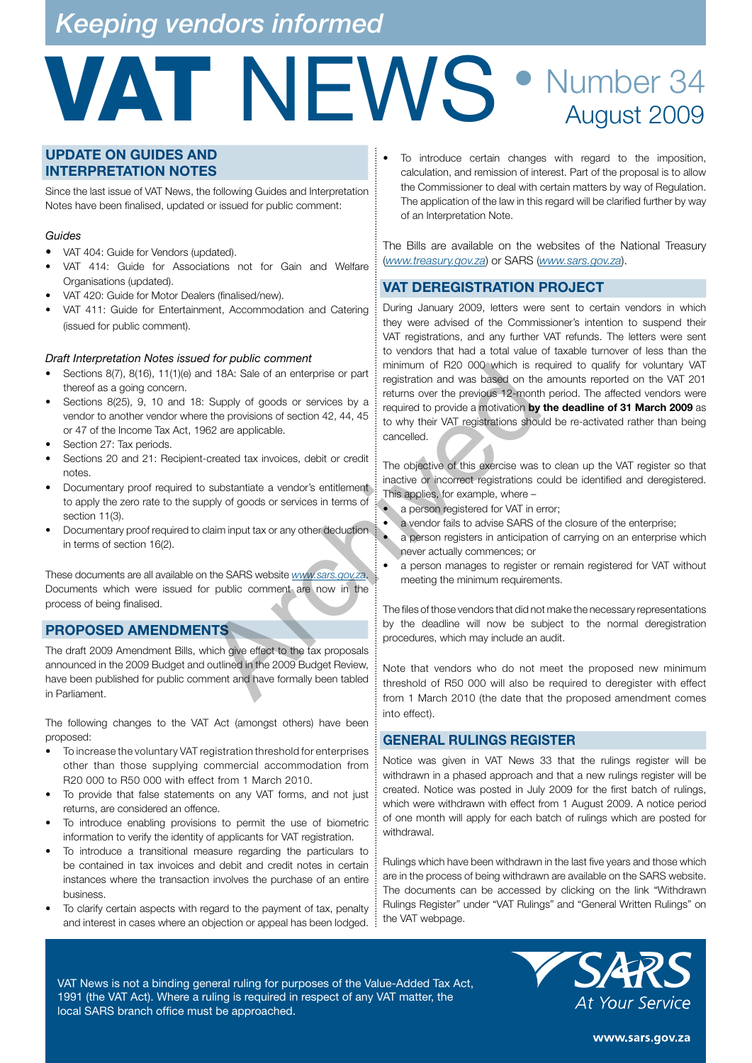*Keeping vendors informed*

# VAT NEWS • Number 34 August 2009

## UPDATE ON GUIDES AND INTERPRETATION NOTES

Since the last issue of VAT News, the following Guides and Interpretation Notes have been finalised, updated or issued for public comment:

*Guides*

- VAT 404: Guide for Vendors (updated).
- VAT 414: Guide for Associations not for Gain and Welfare Organisations (updated).
- VAT 420: Guide for Motor Dealers (finalised/new).
- VAT 411: Guide for Entertainment, Accommodation and Catering (issued for public comment).

*Draft Interpretation Notes issued for public comment*

- Sections 8(7), 8(16), 11(1)(e) and 18A: Sale of an enterprise or part thereof as a going concern.
- Sections 8(25), 9, 10 and 18: Supply of goods or services by a vendor to another vendor where the provisions of section 42, 44, 45 or 47 of the Income Tax Act, 1962 are applicable.
- Section 27: Tax periods.
- Sections 20 and 21: Recipient-created tax invoices, debit or credit notes.
- Documentary proof required to substantiate a vendor's entitlement to apply the zero rate to the supply of goods or services in terms of section 11(3).
- Documentary proof required to claim input tax or any other deduction in terms of section 16(2).

These documents are all available on the SARS website www.sars.gov.za. Documents which were issued for public comment are now in the process of being finalised.

## PROPOSED AMENDMENTS

The draft 2009 Amendment Bills, which give effect to the tax proposals announced in the 2009 Budget and outlined in the 2009 Budget Review, have been published for public comment and have formally been tabled in Parliament.

The following changes to the VAT Act (amongst others) have been proposed:

- To increase the voluntary VAT registration threshold for enterprises other than those supplying commercial accommodation from R20 000 to R50 000 with effect from 1 March 2010.
- To provide that false statements on any VAT forms, and not just returns, are considered an offence.
- To introduce enabling provisions to permit the use of biometric information to verify the identity of applicants for VAT registration.
- To introduce a transitional measure regarding the particulars to be contained in tax invoices and debit and credit notes in certain instances where the transaction involves the purchase of an entire business.
- To clarify certain aspects with regard to the payment of tax, penalty and interest in cases where an objection or appeal has been lodged.
- To introduce certain changes with regard to the imposition, calculation, and remission of interest. Part of the proposal is to allow the Commissioner to deal with certain matters by way of Regulation. The application of the law in this regard will be clarified further by way of an Interpretation Note.

The Bills are available on the websites of the National Treasury (*www.treasury.gov.za*) or SARS (*www.sars.gov.za*).

## VAT DEREGISTRATION PROJECT

During January 2009, letters were sent to certain vendors in which they were advised of the Commissioner's intention to suspend their VAT registrations, and any further VAT refunds. The letters were sent to vendors that had a total value of taxable turnover of less than the minimum of R20 000 which is required to qualify for voluntary VAT registration and was based on the amounts reported on the VAT 201 returns over the previous 12-month period. The affected vendors were required to provide a motivation **by the deadline of 31 March 2009** as to why their VAT registrations should be re-activated rather than being cancelled.

The objective of this exercise was to clean up the VAT register so that inactive or incorrect registrations could be identified and deregistered. This applies, for example, where –

- a person registered for VAT in error;
- a vendor fails to advise SARS of the closure of the enterprise;
- a person registers in anticipation of carrying on an enterprise which never actually commences; or
- a person manages to register or remain registered for VAT without meeting the minimum requirements.

The files of those vendors that did not make the necessary representations by the deadline will now be subject to the normal deregistration procedures, which may include an audit.

Note that vendors who do not meet the proposed new minimum threshold of R50 000 will also be required to deregister with effect from 1 March 2010 (the date that the proposed amendment comes into effect).

## GENERAL RULINGS REGISTER

Notice was given in VAT News 33 that the rulings register will be withdrawn in a phased approach and that a new rulings register will be created. Notice was posted in July 2009 for the first batch of rulings, which were withdrawn with effect from 1 August 2009. A notice period of one month will apply for each batch of rulings which are posted for withdrawal.

Rulings which have been withdrawn in the last five years and those which are in the process of being withdrawn are available on the SARS website. The documents can be accessed by clicking on the link "Withdrawn Rulings Register" under "VAT Rulings" and "General Written Rulings" on the VAT webpage.

VAT News is not a binding general ruling for purposes of the Value-Added Tax Act, 1991 (the VAT Act). Where a ruling is required in respect of any VAT matter, the local SARS branch office must be approached.

SARS At Your Service

www.sars.gov.za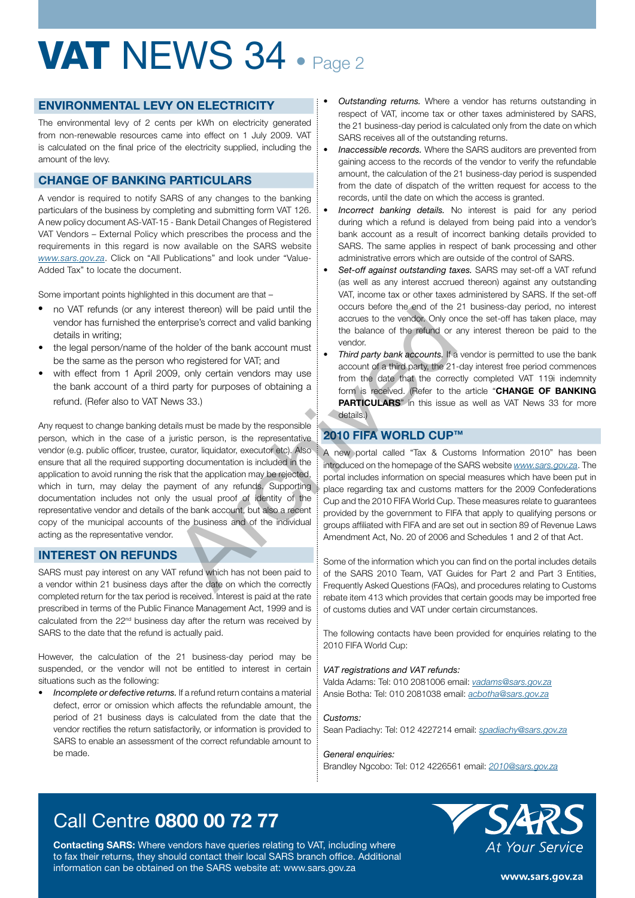# VAT NEWS 34 • Page 2

## ENVIRONMENTAL LEVY ON ELECTRICITY

The environmental levy of 2 cents per kWh on electricity generated from non-renewable resources came into effect on 1 July 2009. VAT is calculated on the final price of the electricity supplied, including the amount of the levy.

## CHANGE OF BANKING PARTICULARS

A vendor is required to notify SARS of any changes to the banking particulars of the business by completing and submitting form VAT 126. A new policy document AS-VAT-15 - Bank Detail Changes of Registered VAT Vendors – External Policy which prescribes the process and the requirements in this regard is now available on the SARS website *www.sars.gov.za*. Click on "All Publications" and look under "Value-Added Tax" to locate the document.

Some important points highlighted in this document are that –

- no VAT refunds (or any interest thereon) will be paid until the vendor has furnished the enterprise's correct and valid banking details in writing;
- the legal person/name of the holder of the bank account must be the same as the person who registered for VAT; and
- with effect from 1 April 2009, only certain vendors may use the bank account of a third party for purposes of obtaining a refund. (Refer also to VAT News 33.)

Any request to change banking details must be made by the responsible person, which in the case of a juristic person, is the representative vendor (e.g. public officer, trustee, curator, liquidator, executor etc). Also ensure that all the required supporting documentation is included in the application to avoid running the risk that the application may be rejected, which in turn, may delay the payment of any refunds. Supporting documentation includes not only the usual proof of identity of the representative vendor and details of the bank account, but also a recent copy of the municipal accounts of the business and of the individual acting as the representative vendor.

## INTEREST ON REFUNDS

SARS must pay interest on any VAT refund which has not been paid to a vendor within 21 business days after the date on which the correctly completed return for the tax period is received. Interest is paid at the rate prescribed in terms of the Public Finance Management Act, 1999 and is calculated from the 22nd business day after the return was received by SARS to the date that the refund is actually paid.

However, the calculation of the 21 business-day period may be suspended, or the vendor will not be entitled to interest in certain situations such as the following:

- *Incomplete or defective returns.* If a refund return contains a material defect, error or omission which affects the refundable amount, the period of 21 business days is calculated from the date that the vendor rectifies the return satisfactorily, or information is provided to SARS to enable an assessment of the correct refundable amount to be made.
- *Outstanding returns.* Where a vendor has returns outstanding in respect of VAT, income tax or other taxes administered by SARS, the 21 business-day period is calculated only from the date on which SARS receives all of the outstanding returns.
- *Inaccessible records.* Where the SARS auditors are prevented from gaining access to the records of the vendor to verify the refundable amount, the calculation of the 21 business-day period is suspended from the date of dispatch of the written request for access to the records, until the date on which the access is granted.
- *Incorrect banking details.* No interest is paid for any period during which a refund is delayed from being paid into a vendor's bank account as a result of incorrect banking details provided to SARS. The same applies in respect of bank processing and other administrative errors which are outside of the control of SARS.
- *Set-off against outstanding taxes.* SARS may set-off a VAT refund (as well as any interest accrued thereon) against any outstanding VAT, income tax or other taxes administered by SARS. If the set-off occurs before the end of the 21 business-day period, no interest accrues to the vendor. Only once the set-off has taken place, may the balance of the refund or any interest thereon be paid to the vendor.
- *Third party bank accounts.* If a vendor is permitted to use the bank account of a third party, the 21-day interest free period commences from the date that the correctly completed VAT 119i indemnity form is received. (Refer to the article "**CHANGE OF BANKING PARTICULARS**" in this issue as well as VAT News 33 for more details.)

## 2010 FIFA WORLD CUP™

A new portal called "Tax & Customs Information 2010" has been introduced on the homepage of the SARS website *www.sars.gov.za*. The portal includes information on special measures which have been put in place regarding tax and customs matters for the 2009 Confederations Cup and the 2010 FIFA World Cup. These measures relate to guarantees provided by the government to FIFA that apply to qualifying persons or groups affiliated with FIFA and are set out in section 89 of Revenue Laws Amendment Act, No. 20 of 2006 and Schedules 1 and 2 of that Act.

Some of the information which you can find on the portal includes details of the SARS 2010 Team, VAT Guides for Part 2 and Part 3 Entities, Frequently Asked Questions (FAQs), and procedures relating to Customs rebate item 413 which provides that certain goods may be imported free of customs duties and VAT under certain circumstances.

The following contacts have been provided for enquiries relating to the 2010 FIFA World Cup:

*VAT registrations and VAT refunds:*
Valda Adams: Tel: 010 2081006 email: *vadams@sars.gov.za*
Ansie Botha: Tel: 010 2081038 email: *acbotha@sars.gov.za*

*Customs:*
Sean Padiachy: Tel: 012 4227214 email: *spadiachy@sars.gov.za*

*General enquiries:*
Brandley Ngcobo: Tel: 012 4226561 email: *2010@sars.gov.za*

## Call Centre **0800 00 72 77**

**Contacting SARS:** Where vendors have queries relating to VAT, including where to fax their returns, they should contact their local SARS branch office. Additional information can be obtained on the SARS website at: www.sars.gov.za

SARS At Your Service

www.sars.gov.za